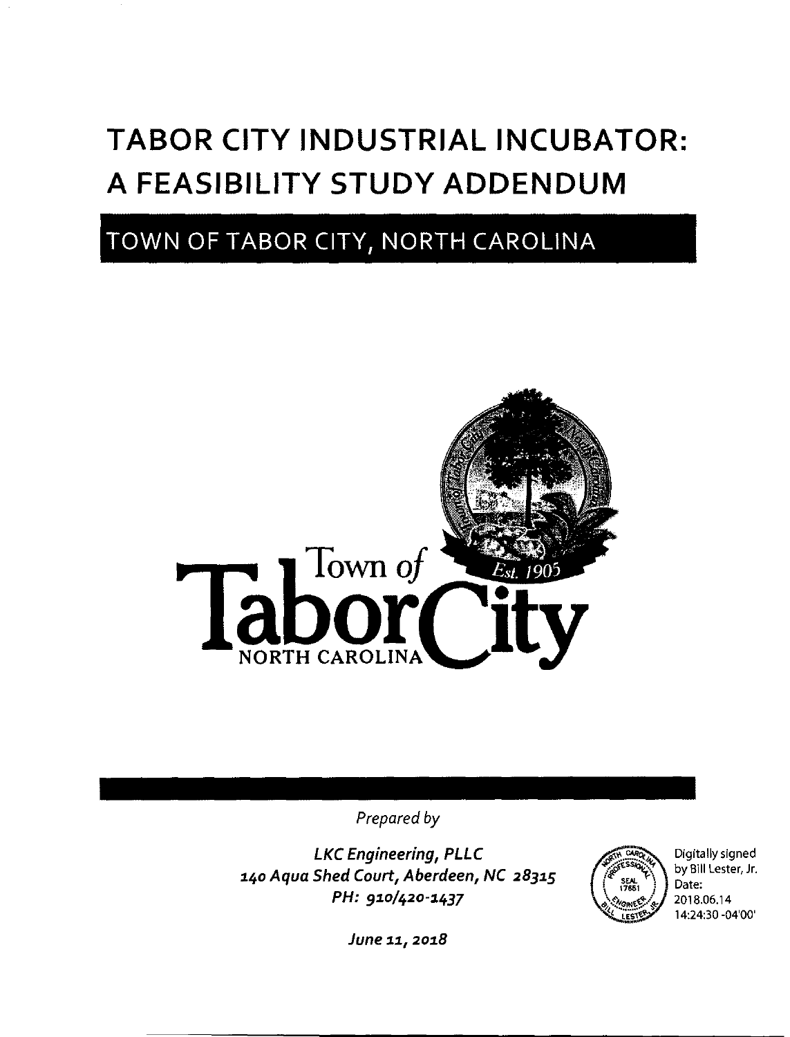# TABOR CITY INDUSTRIAL INCUBATOR: A FEASIBILITY STUDY ADDENDUM

## TOWN OF TABOR CITY, NORTH CAROLINA

Town of Tabor City NORTH CAROLINA Est. 1905

*Prepared by*

***LKC Engineering, PLLC***
***140 Aqua Shed Court, Aberdeen, NC 28315***
***PH: 910/420-1437***

***June 11, 2018***

Digitally signed by Bill Lester, Jr.
Date: 2018.06.14 14:24:30 -04'00'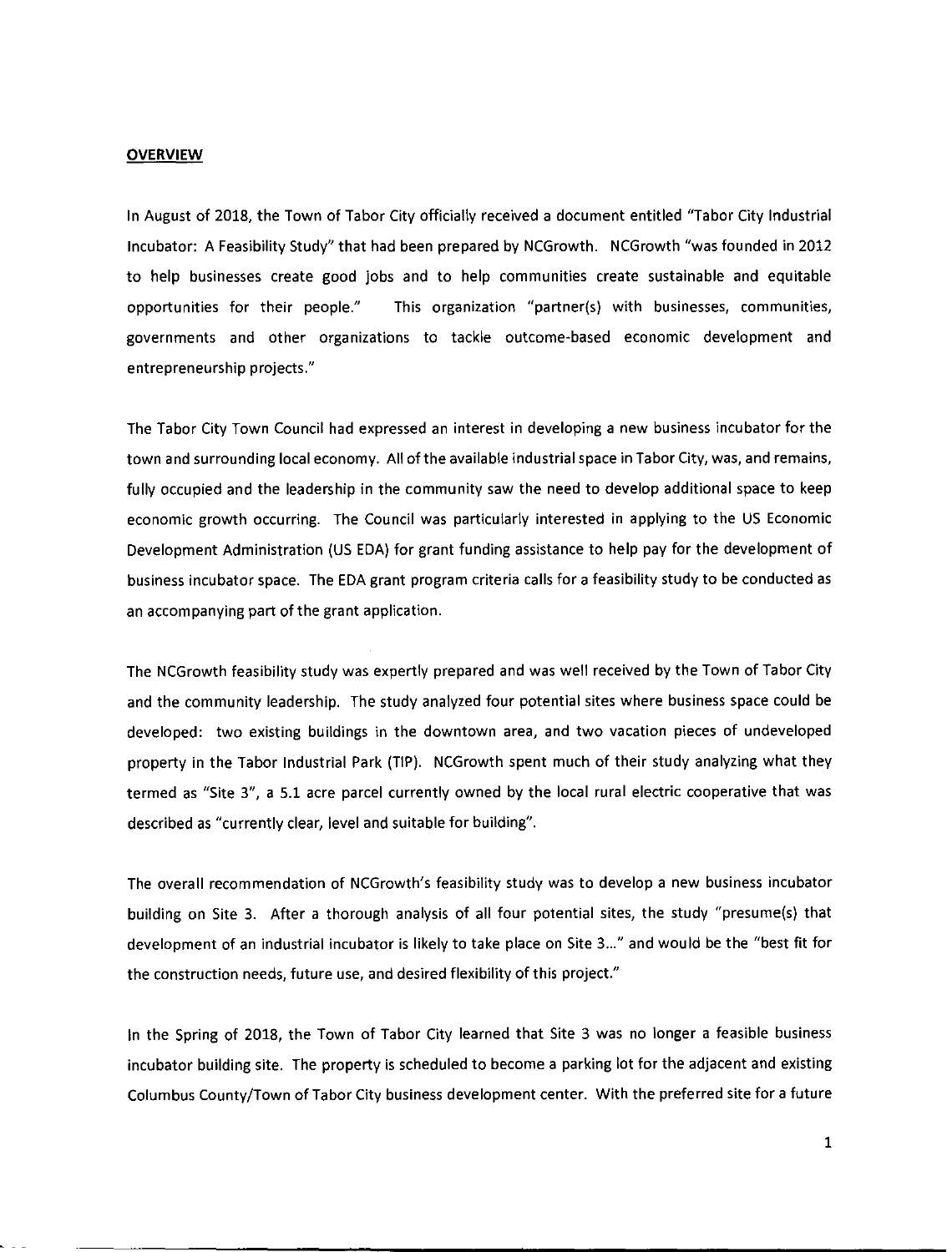**OVERVIEW**

In August of 2018, the Town of Tabor City officially received a document entitled "Tabor City Industrial Incubator: A Feasibility Study" that had been prepared by NCGrowth. NCGrowth "was founded in 2012 to help businesses create good jobs and to help communities create sustainable and equitable opportunities for their people." This organization "partner(s) with businesses, communities, governments and other organizations to tackle outcome-based economic development and entrepreneurship projects."

The Tabor City Town Council had expressed an interest in developing a new business incubator for the town and surrounding local economy. All of the available industrial space in Tabor City, was, and remains, fully occupied and the leadership in the community saw the need to develop additional space to keep economic growth occurring. The Council was particularly interested in applying to the US Economic Development Administration (US EDA) for grant funding assistance to help pay for the development of business incubator space. The EDA grant program criteria calls for a feasibility study to be conducted as an accompanying part of the grant application.

The NCGrowth feasibility study was expertly prepared and was well received by the Town of Tabor City and the community leadership. The study analyzed four potential sites where business space could be developed: two existing buildings in the downtown area, and two vacation pieces of undeveloped property in the Tabor Industrial Park (TIP). NCGrowth spent much of their study analyzing what they termed as "Site 3", a 5.1 acre parcel currently owned by the local rural electric cooperative that was described as "currently clear, level and suitable for building".

The overall recommendation of NCGrowth's feasibility study was to develop a new business incubator building on Site 3. After a thorough analysis of all four potential sites, the study "presume(s) that development of an industrial incubator is likely to take place on Site 3..." and would be the "best fit for the construction needs, future use, and desired flexibility of this project."

In the Spring of 2018, the Town of Tabor City learned that Site 3 was no longer a feasible business incubator building site. The property is scheduled to become a parking lot for the adjacent and existing Columbus County/Town of Tabor City business development center. With the preferred site for a future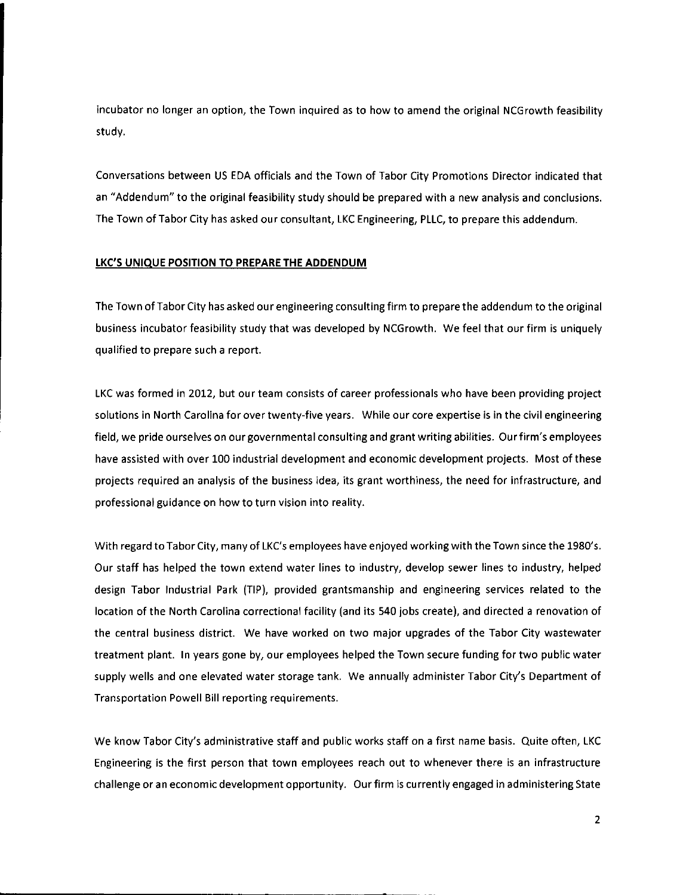incubator no longer an option, the Town inquired as to how to amend the original NCGrowth feasibility study.

Conversations between US EDA officials and the Town of Tabor City Promotions Director indicated that an "Addendum" to the original feasibility study should be prepared with a new analysis and conclusions. The Town of Tabor City has asked our consultant, LKC Engineering, PLLC, to prepare this addendum.

**LKC'S UNIQUE POSITION TO PREPARE THE ADDENDUM**

The Town of Tabor City has asked our engineering consulting firm to prepare the addendum to the original business incubator feasibility study that was developed by NCGrowth. We feel that our firm is uniquely qualified to prepare such a report.

LKC was formed in 2012, but our team consists of career professionals who have been providing project solutions in North Carolina for over twenty-five years. While our core expertise is in the civil engineering field, we pride ourselves on our governmental consulting and grant writing abilities. Our firm's employees have assisted with over 100 industrial development and economic development projects. Most of these projects required an analysis of the business idea, its grant worthiness, the need for infrastructure, and professional guidance on how to turn vision into reality.

With regard to Tabor City, many of LKC's employees have enjoyed working with the Town since the 1980's. Our staff has helped the town extend water lines to industry, develop sewer lines to industry, helped design Tabor Industrial Park (TIP), provided grantsmanship and engineering services related to the location of the North Carolina correctional facility (and its 540 jobs create), and directed a renovation of the central business district. We have worked on two major upgrades of the Tabor City wastewater treatment plant. In years gone by, our employees helped the Town secure funding for two public water supply wells and one elevated water storage tank. We annually administer Tabor City's Department of Transportation Powell Bill reporting requirements.

We know Tabor City's administrative staff and public works staff on a first name basis. Quite often, LKC Engineering is the first person that town employees reach out to whenever there is an infrastructure challenge or an economic development opportunity. Our firm is currently engaged in administering State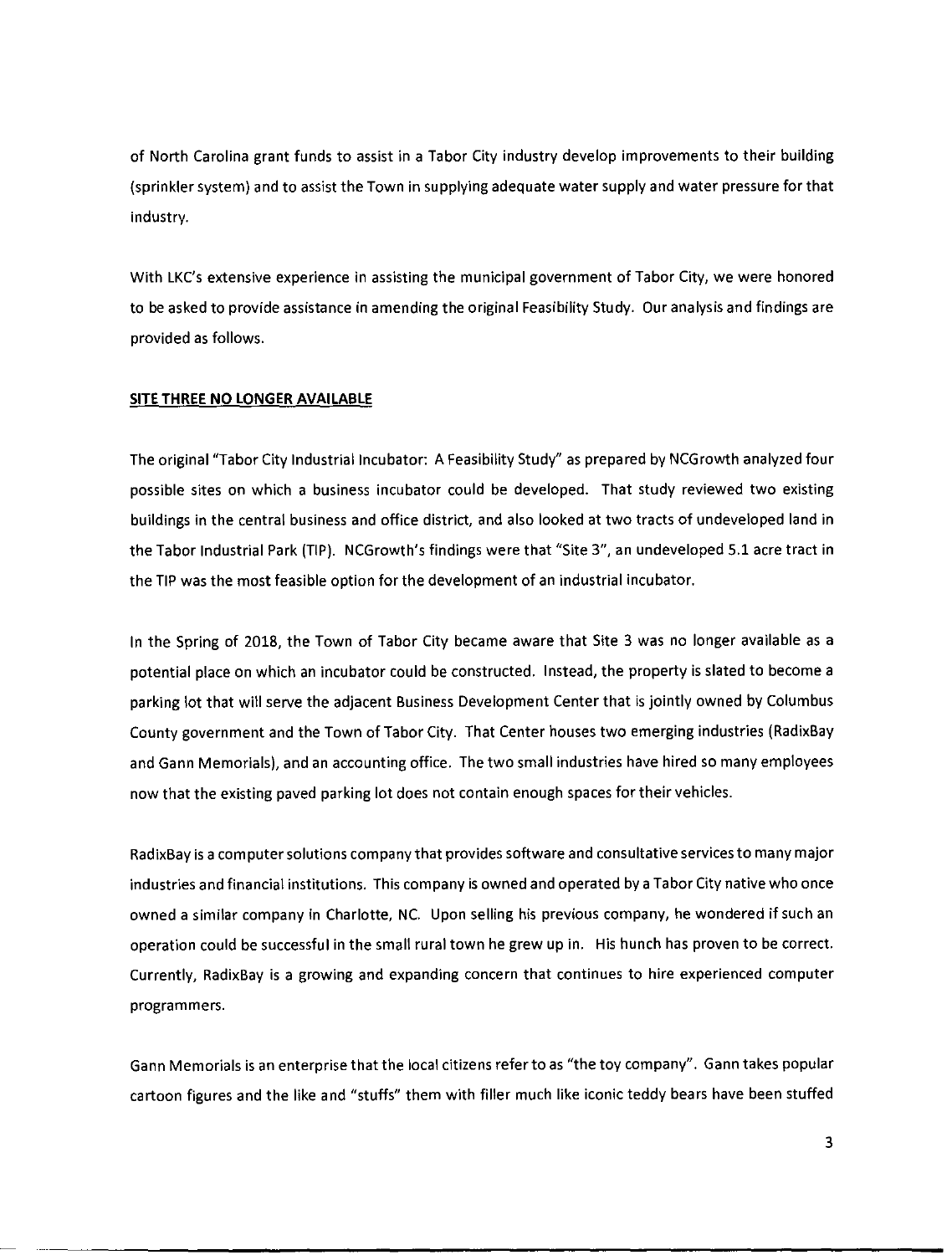of North Carolina grant funds to assist in a Tabor City industry develop improvements to their building (sprinkler system) and to assist the Town in supplying adequate water supply and water pressure for that industry.

With LKC's extensive experience in assisting the municipal government of Tabor City, we were honored to be asked to provide assistance in amending the original Feasibility Study. Our analysis and findings are provided as follows.

**SITE THREE NO LONGER AVAILABLE**

The original "Tabor City Industrial Incubator: A Feasibility Study" as prepared by NCGrowth analyzed four possible sites on which a business incubator could be developed. That study reviewed two existing buildings in the central business and office district, and also looked at two tracts of undeveloped land in the Tabor Industrial Park (TIP). NCGrowth's findings were that "Site 3", an undeveloped 5.1 acre tract in the TIP was the most feasible option for the development of an industrial incubator.

In the Spring of 2018, the Town of Tabor City became aware that Site 3 was no longer available as a potential place on which an incubator could be constructed. Instead, the property is slated to become a parking lot that will serve the adjacent Business Development Center that is jointly owned by Columbus County government and the Town of Tabor City. That Center houses two emerging industries (RadixBay and Gann Memorials), and an accounting office. The two small industries have hired so many employees now that the existing paved parking lot does not contain enough spaces for their vehicles.

RadixBay is a computer solutions company that provides software and consultative services to many major industries and financial institutions. This company is owned and operated by a Tabor City native who once owned a similar company in Charlotte, NC. Upon selling his previous company, he wondered if such an operation could be successful in the small rural town he grew up in. His hunch has proven to be correct. Currently, RadixBay is a growing and expanding concern that continues to hire experienced computer programmers.

Gann Memorials is an enterprise that the local citizens refer to as "the toy company". Gann takes popular cartoon figures and the like and "stuffs" them with filler much like iconic teddy bears have been stuffed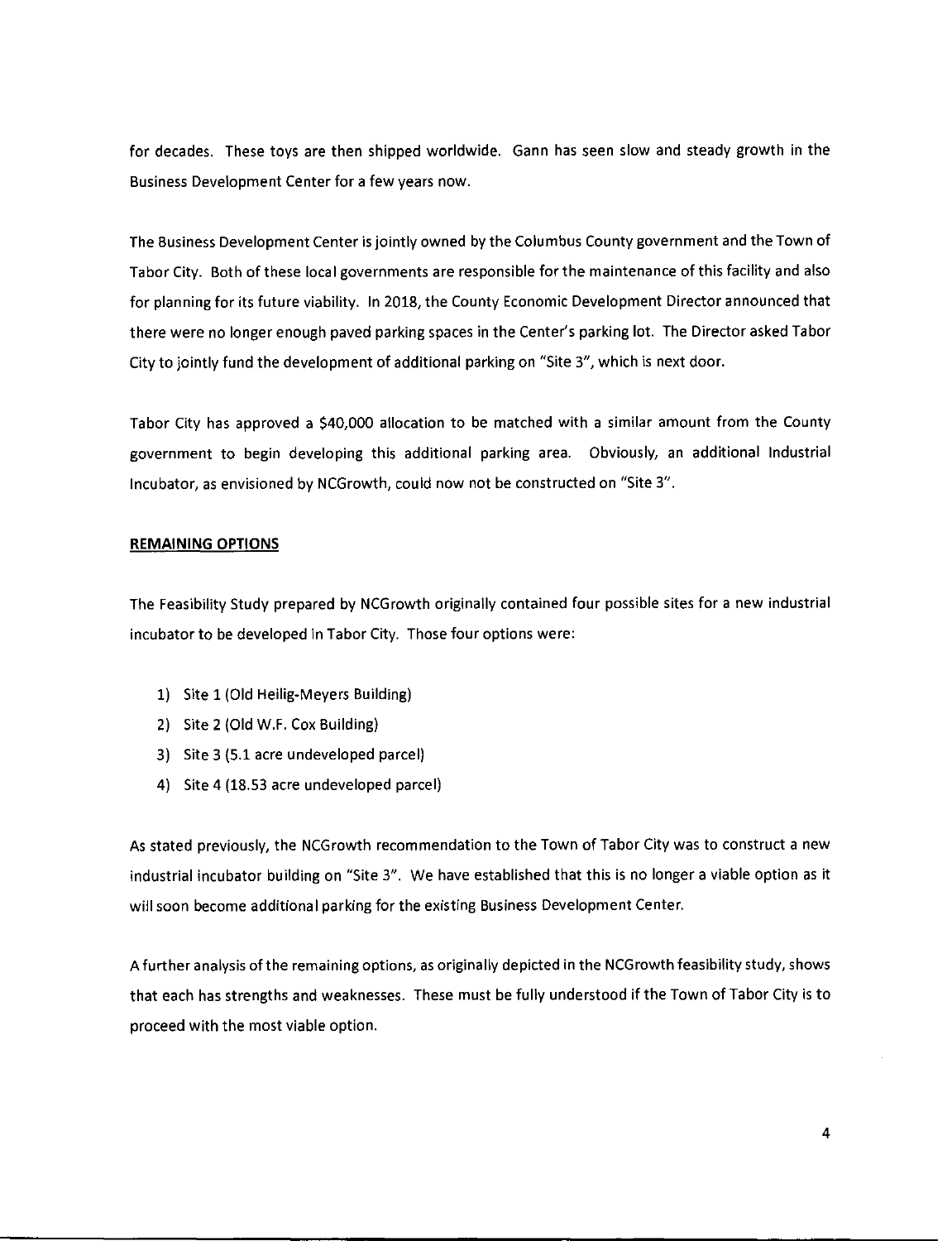for decades. These toys are then shipped worldwide. Gann has seen slow and steady growth in the Business Development Center for a few years now.

The Business Development Center is jointly owned by the Columbus County government and the Town of Tabor City. Both of these local governments are responsible for the maintenance of this facility and also for planning for its future viability. In 2018, the County Economic Development Director announced that there were no longer enough paved parking spaces in the Center's parking lot. The Director asked Tabor City to jointly fund the development of additional parking on "Site 3", which is next door.

Tabor City has approved a $40,000 allocation to be matched with a similar amount from the County government to begin developing this additional parking area. Obviously, an additional Industrial Incubator, as envisioned by NCGrowth, could now not be constructed on "Site 3".

**REMAINING OPTIONS**

The Feasibility Study prepared by NCGrowth originally contained four possible sites for a new industrial incubator to be developed in Tabor City. Those four options were:

1) Site 1 (Old Heilig-Meyers Building)
2) Site 2 (Old W.F. Cox Building)
3) Site 3 (5.1 acre undeveloped parcel)
4) Site 4 (18.53 acre undeveloped parcel)

As stated previously, the NCGrowth recommendation to the Town of Tabor City was to construct a new industrial incubator building on "Site 3". We have established that this is no longer a viable option as it will soon become additional parking for the existing Business Development Center.

A further analysis of the remaining options, as originally depicted in the NCGrowth feasibility study, shows that each has strengths and weaknesses. These must be fully understood if the Town of Tabor City is to proceed with the most viable option.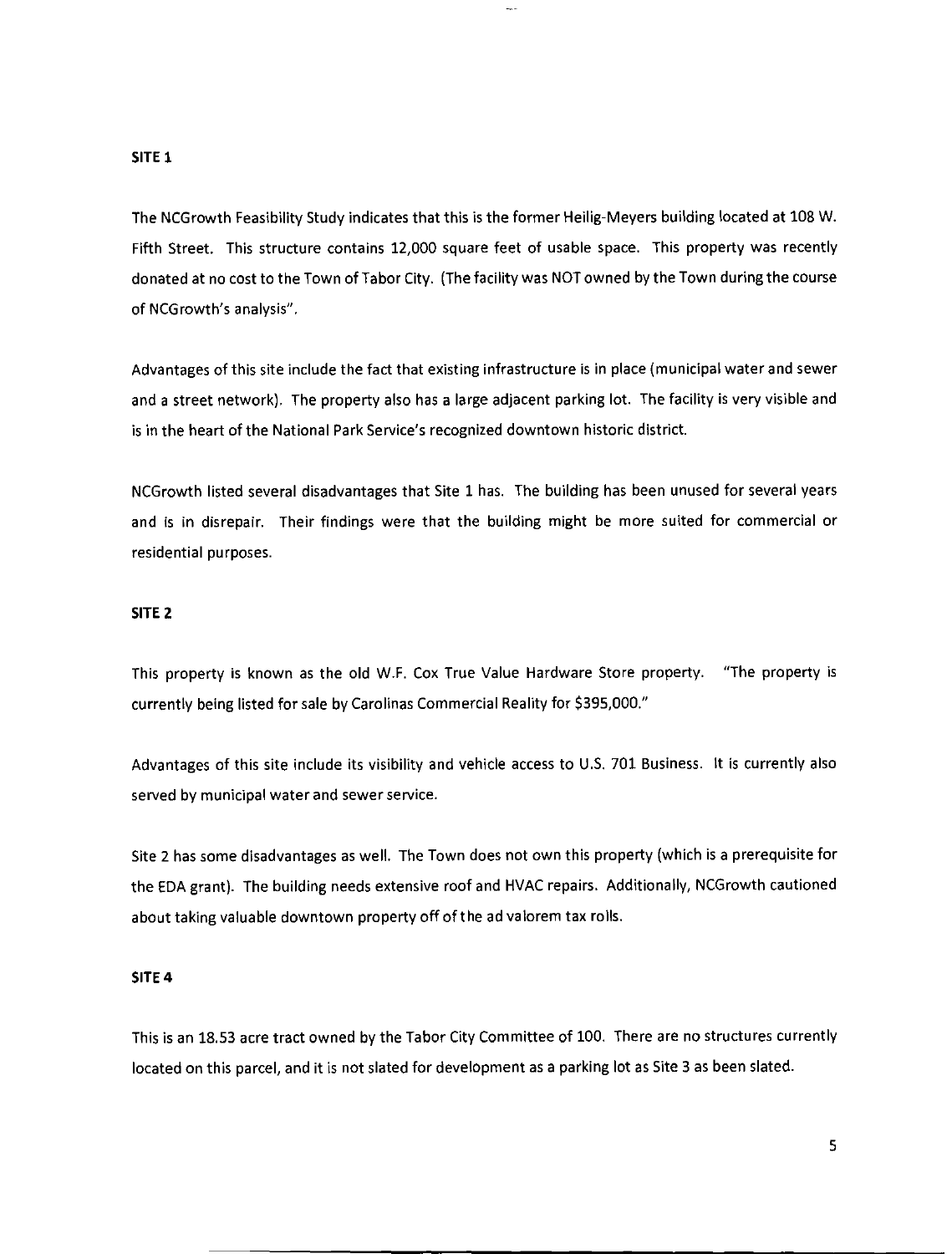**SITE 1**

The NCGrowth Feasibility Study indicates that this is the former Heilig-Meyers building located at 108 W. Fifth Street. This structure contains 12,000 square feet of usable space. This property was recently donated at no cost to the Town of Tabor City. (The facility was NOT owned by the Town during the course of NCGrowth's analysis".

Advantages of this site include the fact that existing infrastructure is in place (municipal water and sewer and a street network). The property also has a large adjacent parking lot. The facility is very visible and is in the heart of the National Park Service's recognized downtown historic district.

NCGrowth listed several disadvantages that Site 1 has. The building has been unused for several years and is in disrepair. Their findings were that the building might be more suited for commercial or residential purposes.

**SITE 2**

This property is known as the old W.F. Cox True Value Hardware Store property. "The property is currently being listed for sale by Carolinas Commercial Reality for $395,000."

Advantages of this site include its visibility and vehicle access to U.S. 701 Business. It is currently also served by municipal water and sewer service.

Site 2 has some disadvantages as well. The Town does not own this property (which is a prerequisite for the EDA grant). The building needs extensive roof and HVAC repairs. Additionally, NCGrowth cautioned about taking valuable downtown property off of the ad valorem tax rolls.

**SITE 4**

This is an 18.53 acre tract owned by the Tabor City Committee of 100. There are no structures currently located on this parcel, and it is not slated for development as a parking lot as Site 3 as been slated.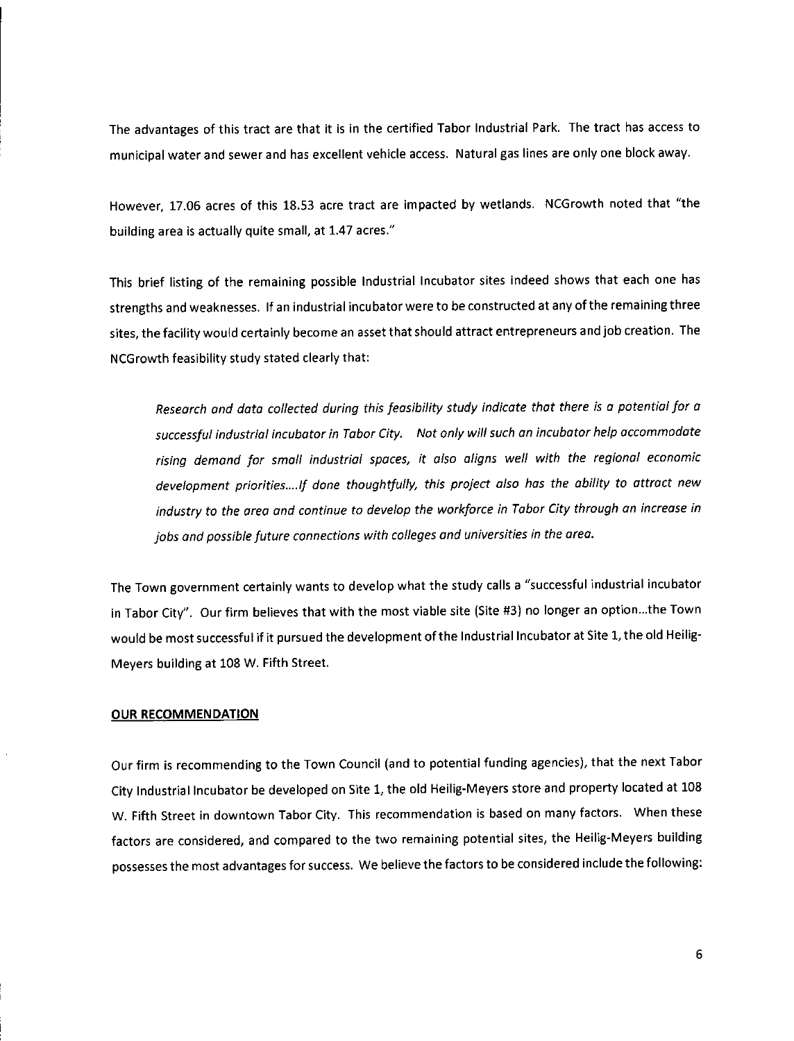The advantages of this tract are that it is in the certified Tabor Industrial Park. The tract has access to municipal water and sewer and has excellent vehicle access. Natural gas lines are only one block away.

However, 17.06 acres of this 18.53 acre tract are impacted by wetlands. NCGrowth noted that "the building area is actually quite small, at 1.47 acres."

This brief listing of the remaining possible Industrial Incubator sites indeed shows that each one has strengths and weaknesses. If an industrial incubator were to be constructed at any of the remaining three sites, the facility would certainly become an asset that should attract entrepreneurs and job creation. The NCGrowth feasibility study stated clearly that:

> *Research and data collected during this feasibility study indicate that there is a potential for a successful industrial incubator in Tabor City. Not only will such an incubator help accommodate rising demand for small industrial spaces, it also aligns well with the regional economic development priorities....If done thoughtfully, this project also has the ability to attract new industry to the area and continue to develop the workforce in Tabor City through an increase in jobs and possible future connections with colleges and universities in the area.*

The Town government certainly wants to develop what the study calls a "successful industrial incubator in Tabor City". Our firm believes that with the most viable site (Site #3) no longer an option...the Town would be most successful if it pursued the development of the Industrial Incubator at Site 1, the old Heilig-Meyers building at 108 W. Fifth Street.

**OUR RECOMMENDATION**

Our firm is recommending to the Town Council (and to potential funding agencies), that the next Tabor City Industrial Incubator be developed on Site 1, the old Heilig-Meyers store and property located at 108 W. Fifth Street in downtown Tabor City. This recommendation is based on many factors. When these factors are considered, and compared to the two remaining potential sites, the Heilig-Meyers building possesses the most advantages for success. We believe the factors to be considered include the following: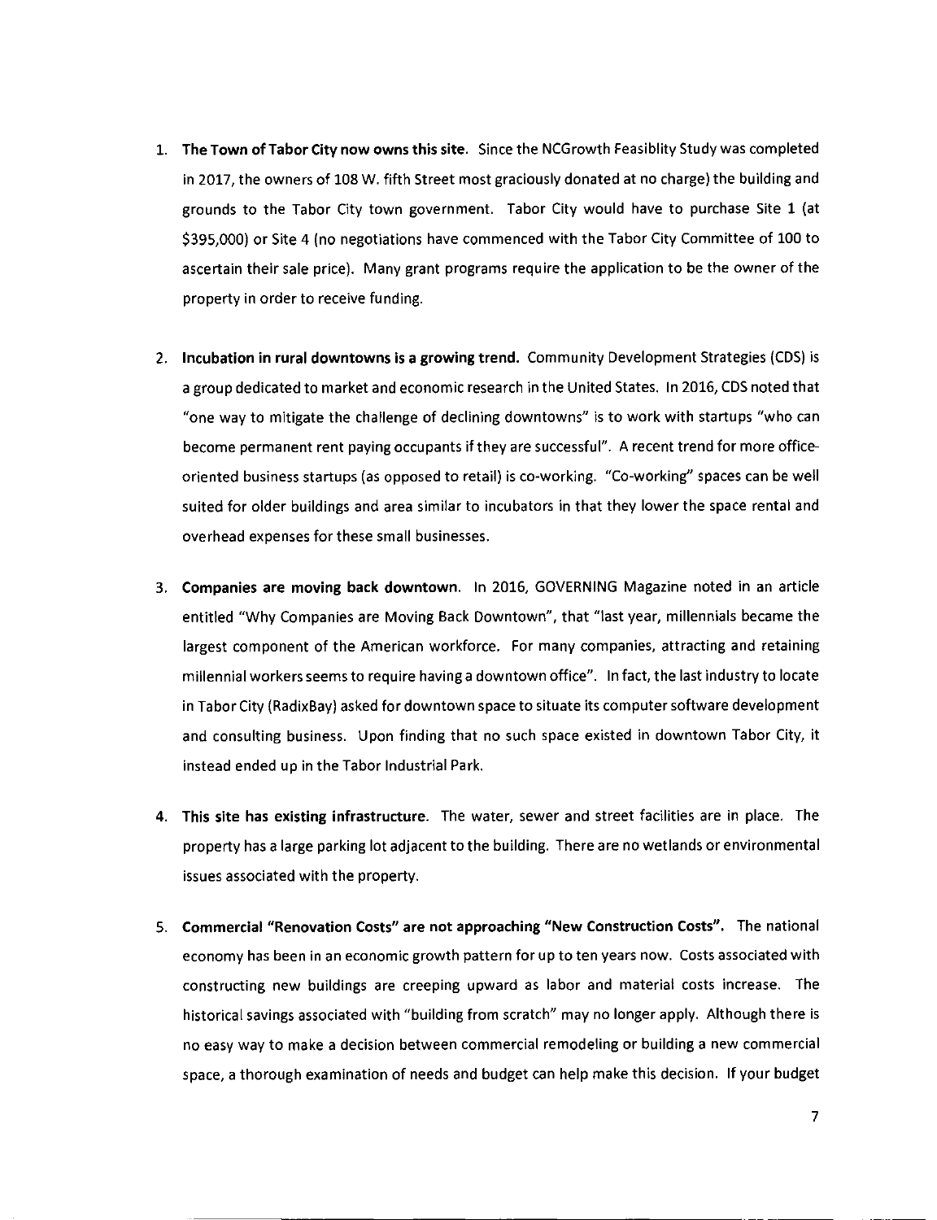1. **The Town of Tabor City now owns this site.** Since the NCGrowth Feasiblity Study was completed in 2017, the owners of 108 W. fifth Street most graciously donated at no charge) the building and grounds to the Tabor City town government. Tabor City would have to purchase Site 1 (at $395,000) or Site 4 (no negotiations have commenced with the Tabor City Committee of 100 to ascertain their sale price). Many grant programs require the application to be the owner of the property in order to receive funding.

2. **Incubation in rural downtowns is a growing trend.** Community Development Strategies (CDS) is a group dedicated to market and economic research in the United States. In 2016, CDS noted that "one way to mitigate the challenge of declining downtowns" is to work with startups "who can become permanent rent paying occupants if they are successful". A recent trend for more office-oriented business startups (as opposed to retail) is co-working. "Co-working" spaces can be well suited for older buildings and area similar to incubators in that they lower the space rental and overhead expenses for these small businesses.

3. **Companies are moving back downtown.** In 2016, GOVERNING Magazine noted in an article entitled "Why Companies are Moving Back Downtown", that "last year, millennials became the largest component of the American workforce. For many companies, attracting and retaining millennial workers seems to require having a downtown office". In fact, the last industry to locate in Tabor City (RadixBay) asked for downtown space to situate its computer software development and consulting business. Upon finding that no such space existed in downtown Tabor City, it instead ended up in the Tabor Industrial Park.

4. **This site has existing infrastructure.** The water, sewer and street facilities are in place. The property has a large parking lot adjacent to the building. There are no wetlands or environmental issues associated with the property.

5. **Commercial "Renovation Costs" are not approaching "New Construction Costs".** The national economy has been in an economic growth pattern for up to ten years now. Costs associated with constructing new buildings are creeping upward as labor and material costs increase. The historical savings associated with "building from scratch" may no longer apply. Although there is no easy way to make a decision between commercial remodeling or building a new commercial space, a thorough examination of needs and budget can help make this decision. If your budget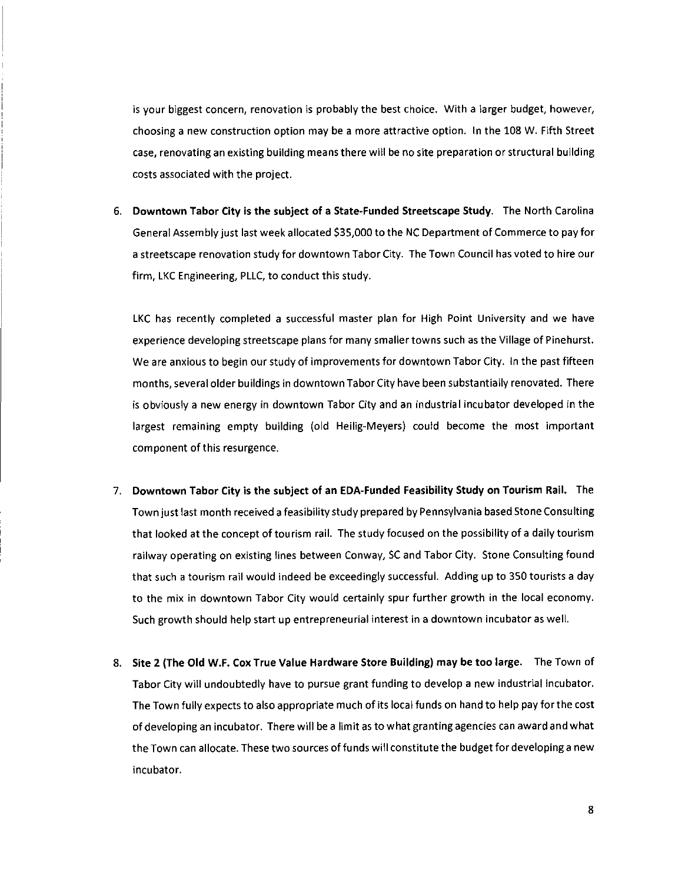is your biggest concern, renovation is probably the best choice. With a larger budget, however, choosing a new construction option may be a more attractive option. In the 108 W. Fifth Street case, renovating an existing building means there will be no site preparation or structural building costs associated with the project.

6. **Downtown Tabor City is the subject of a State-Funded Streetscape Study.** The North Carolina General Assembly just last week allocated $35,000 to the NC Department of Commerce to pay for a streetscape renovation study for downtown Tabor City. The Town Council has voted to hire our firm, LKC Engineering, PLLC, to conduct this study.

   LKC has recently completed a successful master plan for High Point University and we have experience developing streetscape plans for many smaller towns such as the Village of Pinehurst. We are anxious to begin our study of improvements for downtown Tabor City. In the past fifteen months, several older buildings in downtown Tabor City have been substantially renovated. There is obviously a new energy in downtown Tabor City and an industrial incubator developed in the largest remaining empty building (old Heilig-Meyers) could become the most important component of this resurgence.

7. **Downtown Tabor City is the subject of an EDA-Funded Feasibility Study on Tourism Rail.** The Town just last month received a feasibility study prepared by Pennsylvania based Stone Consulting that looked at the concept of tourism rail. The study focused on the possibility of a daily tourism railway operating on existing lines between Conway, SC and Tabor City. Stone Consulting found that such a tourism rail would indeed be exceedingly successful. Adding up to 350 tourists a day to the mix in downtown Tabor City would certainly spur further growth in the local economy. Such growth should help start up entrepreneurial interest in a downtown incubator as well.

8. **Site 2 (The Old W.F. Cox True Value Hardware Store Building) may be too large.** The Town of Tabor City will undoubtedly have to pursue grant funding to develop a new industrial incubator. The Town fully expects to also appropriate much of its local funds on hand to help pay for the cost of developing an incubator. There will be a limit as to what granting agencies can award and what the Town can allocate. These two sources of funds will constitute the budget for developing a new incubator.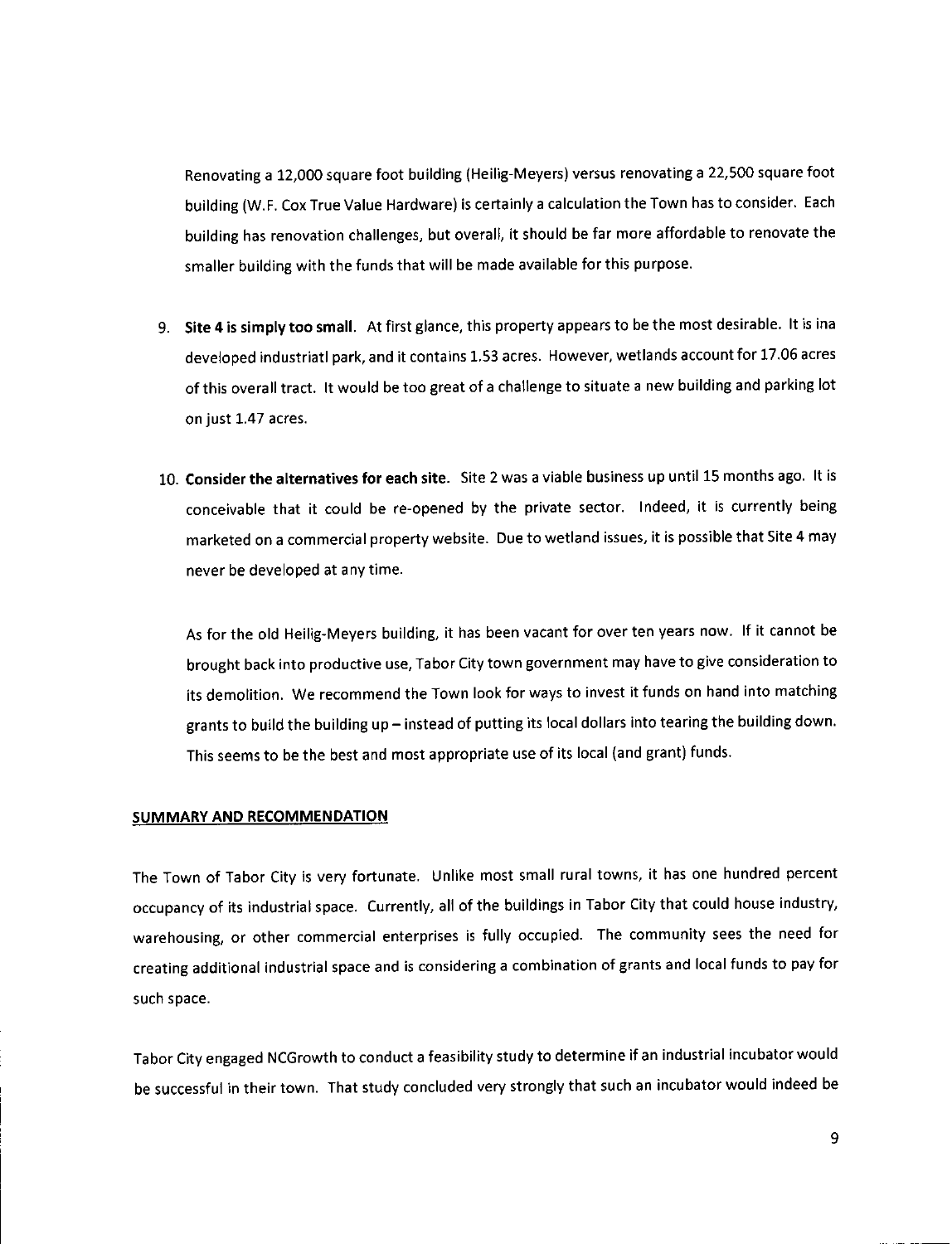Renovating a 12,000 square foot building (Heilig-Meyers) versus renovating a 22,500 square foot building (W.F. Cox True Value Hardware) is certainly a calculation the Town has to consider. Each building has renovation challenges, but overall, it should be far more affordable to renovate the smaller building with the funds that will be made available for this purpose.

9. **Site 4 is simply too small**. At first glance, this property appears to be the most desirable. It is ina developed industriatl park, and it contains 1.53 acres. However, wetlands account for 17.06 acres of this overall tract. It would be too great of a challenge to situate a new building and parking lot on just 1.47 acres.

10. **Consider the alternatives for each site**. Site 2 was a viable business up until 15 months ago. It is conceivable that it could be re-opened by the private sector. Indeed, it is currently being marketed on a commercial property website. Due to wetland issues, it is possible that Site 4 may never be developed at any time.

    As for the old Heilig-Meyers building, it has been vacant for over ten years now. If it cannot be brought back into productive use, Tabor City town government may have to give consideration to its demolition. We recommend the Town look for ways to invest it funds on hand into matching grants to build the building up – instead of putting its local dollars into tearing the building down. This seems to be the best and most appropriate use of its local (and grant) funds.

## SUMMARY AND RECOMMENDATION

The Town of Tabor City is very fortunate. Unlike most small rural towns, it has one hundred percent occupancy of its industrial space. Currently, all of the buildings in Tabor City that could house industry, warehousing, or other commercial enterprises is fully occupied. The community sees the need for creating additional industrial space and is considering a combination of grants and local funds to pay for such space.

Tabor City engaged NCGrowth to conduct a feasibility study to determine if an industrial incubator would be successful in their town. That study concluded very strongly that such an incubator would indeed be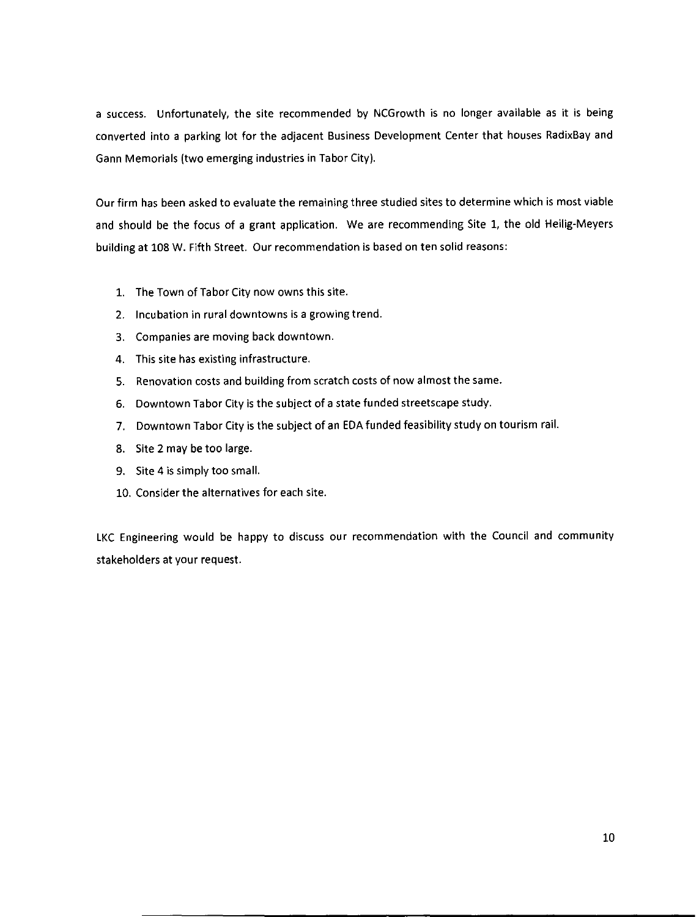a success. Unfortunately, the site recommended by NCGrowth is no longer available as it is being converted into a parking lot for the adjacent Business Development Center that houses RadixBay and Gann Memorials (two emerging industries in Tabor City).

Our firm has been asked to evaluate the remaining three studied sites to determine which is most viable and should be the focus of a grant application. We are recommending Site 1, the old Heilig-Meyers building at 108 W. Fifth Street. Our recommendation is based on ten solid reasons:

1. The Town of Tabor City now owns this site.
2. Incubation in rural downtowns is a growing trend.
3. Companies are moving back downtown.
4. This site has existing infrastructure.
5. Renovation costs and building from scratch costs of now almost the same.
6. Downtown Tabor City is the subject of a state funded streetscape study.
7. Downtown Tabor City is the subject of an EDA funded feasibility study on tourism rail.
8. Site 2 may be too large.
9. Site 4 is simply too small.
10. Consider the alternatives for each site.

LKC Engineering would be happy to discuss our recommendation with the Council and community stakeholders at your request.